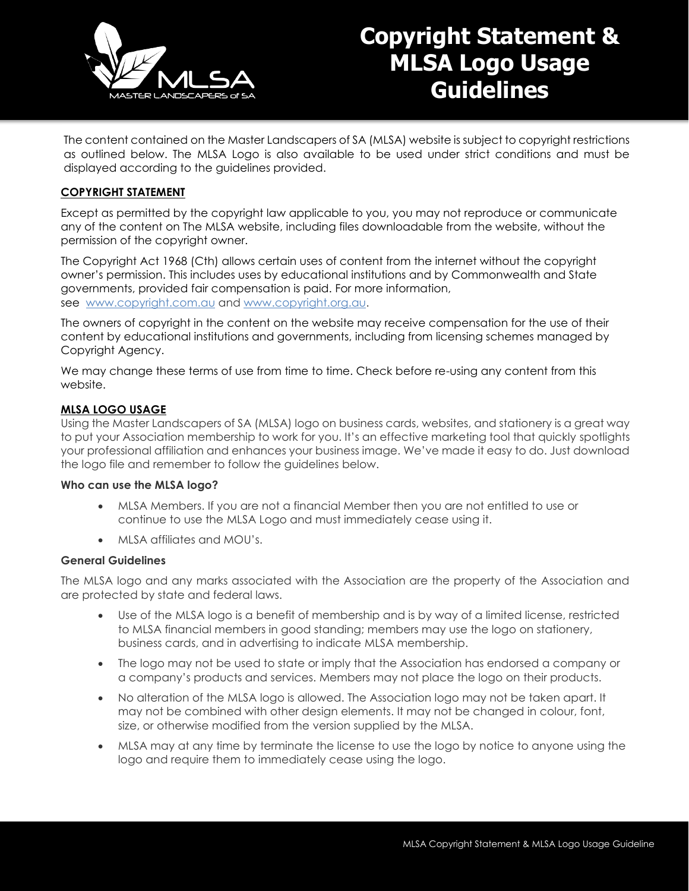# Copyright Statement & MLSA Logo Usage Guidelines

The content contained on the Master Landscapers of SA (MLSA) website is subject to copyright restrictions as outlined below. The MLSA Logo is also available to be used under strict conditions and must be displayed according to the guidelines provided.

## COPYRIGHT STATEMENT

Except as permitted by the copyright law applicable to you, you may not reproduce or communicate any of the content on The MLSA website, including files downloadable from the website, without the permission of the copyright owner.

The Copyright Act 1968 (Cth) allows certain uses of content from the internet without the copyright owner's permission. This includes uses by educational institutions and by Commonwealth and State governments, provided fair compensation is paid. For more information, see [www.copyright.com.au](http://www.copyright.com.au) and [www.copyright.org.au](http://www.copyright.org.au).

The owners of copyright in the content on the website may receive compensation for the use of their content by educational institutions and governments, including from licensing schemes managed by Copyright Agency.

We may change these terms of use from time to time. Check before re-using any content from this website.

## MLSA LOGO USAGE

Using the Master Landscapers of SA (MLSA) logo on business cards, websites, and stationery is a great way to put your Association membership to work for you. It's an effective marketing tool that quickly spotlights your professional affiliation and enhances your business image. We've made it easy to do. Just download the logo file and remember to follow the guidelines below.

### Who can use the MLSA logo?

- MLSA Members. If you are not a financial Member then you are not entitled to use or continue to use the MLSA Logo and must immediately cease using it.
- MLSA affiliates and MOU's.

### General Guidelines

The MLSA logo and any marks associated with the Association are the property of the Association and are protected by state and federal laws.

- Use of the MLSA logo is a benefit of membership and is by way of a limited license, restricted to MLSA financial members in good standing; members may use the logo on stationery, business cards, and in advertising to indicate MLSA membership.
- The logo may not be used to state or imply that the Association has endorsed a company or a company's products and services. Members may not place the logo on their products.
- No alteration of the MLSA logo is allowed. The Association logo may not be taken apart. It may not be combined with other design elements. It may not be changed in colour, font, size, or otherwise modified from the version supplied by the MLSA.
- MLSA may at any time by terminate the license to use the logo by notice to anyone using the logo and require them to immediately cease using the logo.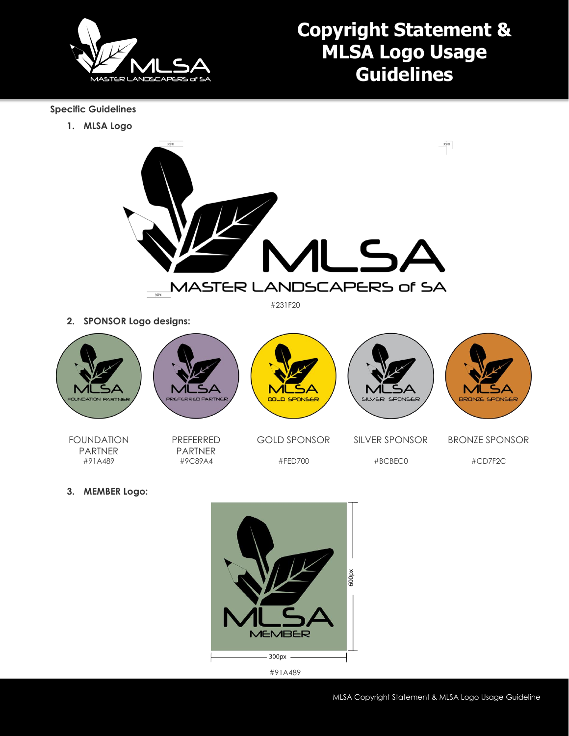# Copyright Statement & MLSA Logo Usage Guidelines

**Specific Guidelines**

1. **MLSA Logo**

#231F20

2. **SPONSOR Logo designs:**

| FOUNDATION PARTNER | PREFERRED PARTNER | GOLD SPONSOR | SILVER SPONSOR | BRONZE SPONSOR |
|---|---|---|---|---|
| #91A489 | #9C89A4 | #FED700 | #BCBEC0 | #CD7F2C |

3. **MEMBER Logo:**

600px

300px

#91A489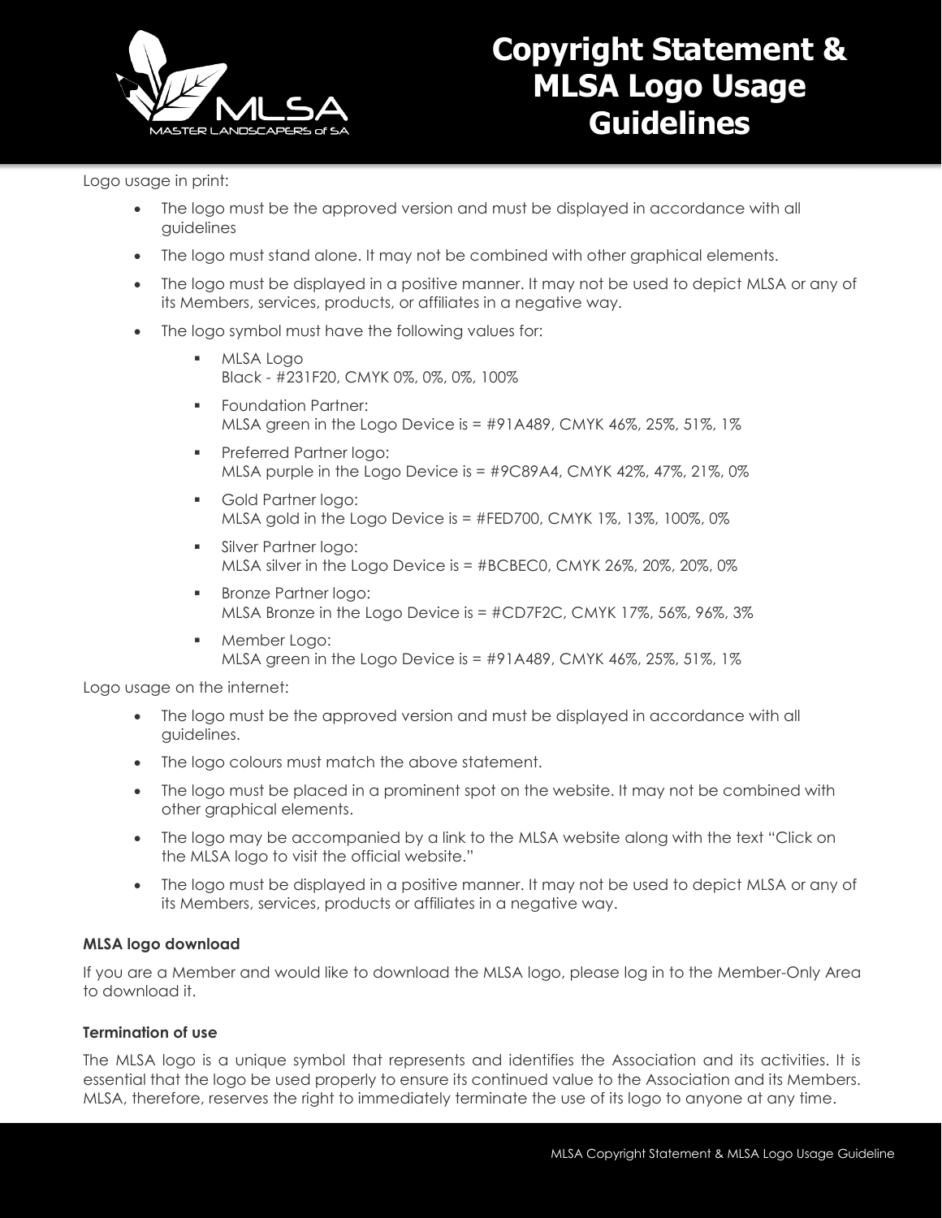# Copyright Statement & MLSA Logo Usage Guidelines

Logo usage in print:

- The logo must be the approved version and must be displayed in accordance with all guidelines
- The logo must stand alone. It may not be combined with other graphical elements.
- The logo must be displayed in a positive manner. It may not be used to depict MLSA or any of its Members, services, products, or affiliates in a negative way.
- The logo symbol must have the following values for:
  - MLSA Logo
    Black - #231F20, CMYK 0%, 0%, 0%, 100%
  - Foundation Partner:
    MLSA green in the Logo Device is = #91A489, CMYK 46%, 25%, 51%, 1%
  - Preferred Partner logo:
    MLSA purple in the Logo Device is = #9C89A4, CMYK 42%, 47%, 21%, 0%
  - Gold Partner logo:
    MLSA gold in the Logo Device is = #FED700, CMYK 1%, 13%, 100%, 0%
  - Silver Partner logo:
    MLSA silver in the Logo Device is = #BCBEC0, CMYK 26%, 20%, 20%, 0%
  - Bronze Partner logo:
    MLSA Bronze in the Logo Device is = #CD7F2C, CMYK 17%, 56%, 96%, 3%
  - Member Logo:
    MLSA green in the Logo Device is = #91A489, CMYK 46%, 25%, 51%, 1%

Logo usage on the internet:

- The logo must be the approved version and must be displayed in accordance with all guidelines.
- The logo colours must match the above statement.
- The logo must be placed in a prominent spot on the website. It may not be combined with other graphical elements.
- The logo may be accompanied by a link to the MLSA website along with the text "Click on the MLSA logo to visit the official website."
- The logo must be displayed in a positive manner. It may not be used to depict MLSA or any of its Members, services, products or affiliates in a negative way.

**MLSA logo download**

If you are a Member and would like to download the MLSA logo, please log in to the Member-Only Area to download it.

**Termination of use**

The MLSA logo is a unique symbol that represents and identifies the Association and its activities. It is essential that the logo be used properly to ensure its continued value to the Association and its Members. MLSA, therefore, reserves the right to immediately terminate the use of its logo to anyone at any time.